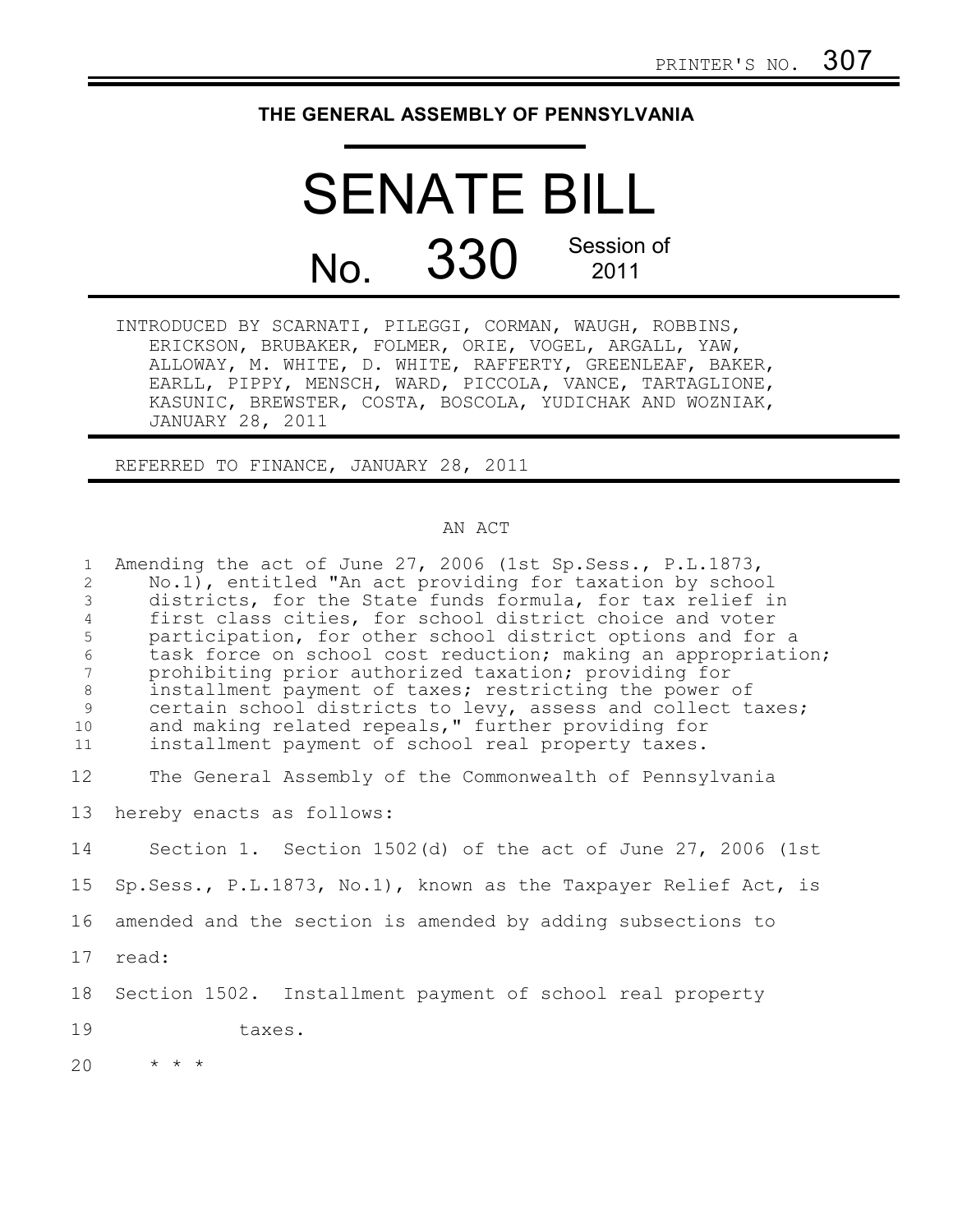PRINTER'S NO. 307

# THE GENERAL ASSEMBLY OF PENNSYLVANIA

# SENATE BILL

## No. 330 Session of 2011

INTRODUCED BY SCARNATI, PILEGGI, CORMAN, WAUGH, ROBBINS, ERICKSON, BRUBAKER, FOLMER, ORIE, VOGEL, ARGALL, YAW, ALLOWAY, M. WHITE, D. WHITE, RAFFERTY, GREENLEAF, BAKER, EARLL, PIPPY, MENSCH, WARD, PICCOLA, VANCE, TARTAGLIONE, KASUNIC, BREWSTER, COSTA, BOSCOLA, YUDICHAK AND WOZNIAK, JANUARY 28, 2011

REFERRED TO FINANCE, JANUARY 28, 2011

AN ACT

Amending the act of June 27, 2006 (1st Sp.Sess., P.L.1873, No.1), entitled "An act providing for taxation by school districts, for the State funds formula, for tax relief in first class cities, for school district choice and voter participation, for other school district options and for a task force on school cost reduction; making an appropriation; prohibiting prior authorized taxation; providing for installment payment of taxes; restricting the power of certain school districts to levy, assess and collect taxes; and making related repeals," further providing for installment payment of school real property taxes.

The General Assembly of the Commonwealth of Pennsylvania hereby enacts as follows:

Section 1. Section 1502(d) of the act of June 27, 2006 (1st Sp.Sess., P.L.1873, No.1), known as the Taxpayer Relief Act, is amended and the section is amended by adding subsections to read:

Section 1502. Installment payment of school real property taxes.

* * *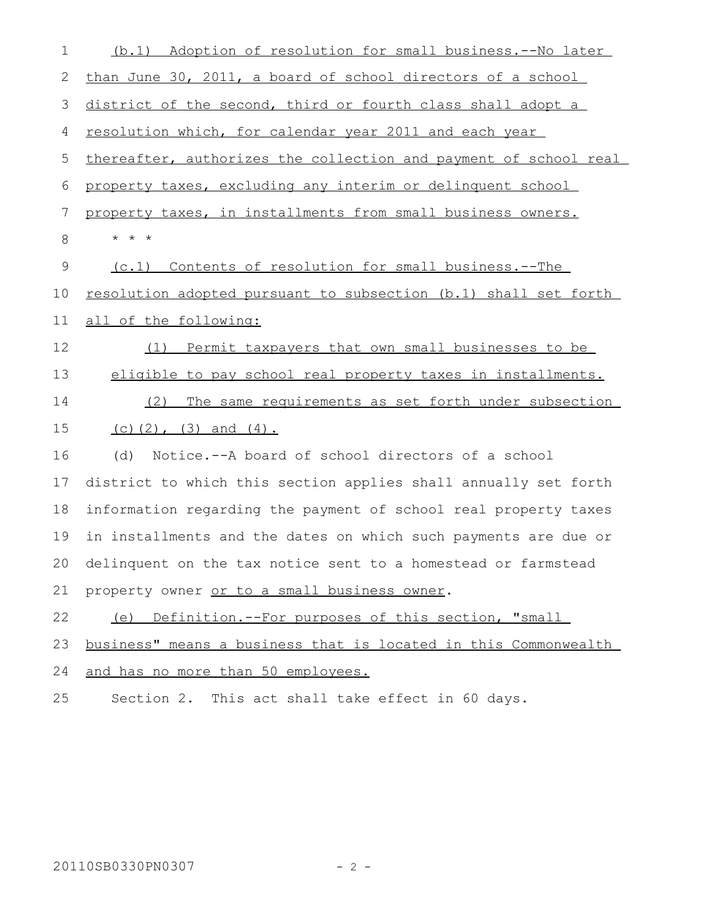(b.1) Adoption of resolution for small business.--No later than June 30, 2011, a board of school directors of a school district of the second, third or fourth class shall adopt a resolution which, for calendar year 2011 and each year thereafter, authorizes the collection and payment of school real property taxes, excluding any interim or delinquent school property taxes, in installments from small business owners.

\* \* \*

(c.1) Contents of resolution for small business.--The resolution adopted pursuant to subsection (b.1) shall set forth all of the following:

(1) Permit taxpayers that own small businesses to be eligible to pay school real property taxes in installments.

(2) The same requirements as set forth under subsection (c)(2), (3) and (4).

(d) Notice.--A board of school directors of a school district to which this section applies shall annually set forth information regarding the payment of school real property taxes in installments and the dates on which such payments are due or delinquent on the tax notice sent to a homestead or farmstead property owner or to a small business owner.

(e) Definition.--For purposes of this section, "small business" means a business that is located in this Commonwealth and has no more than 50 employees.

Section 2. This act shall take effect in 60 days.